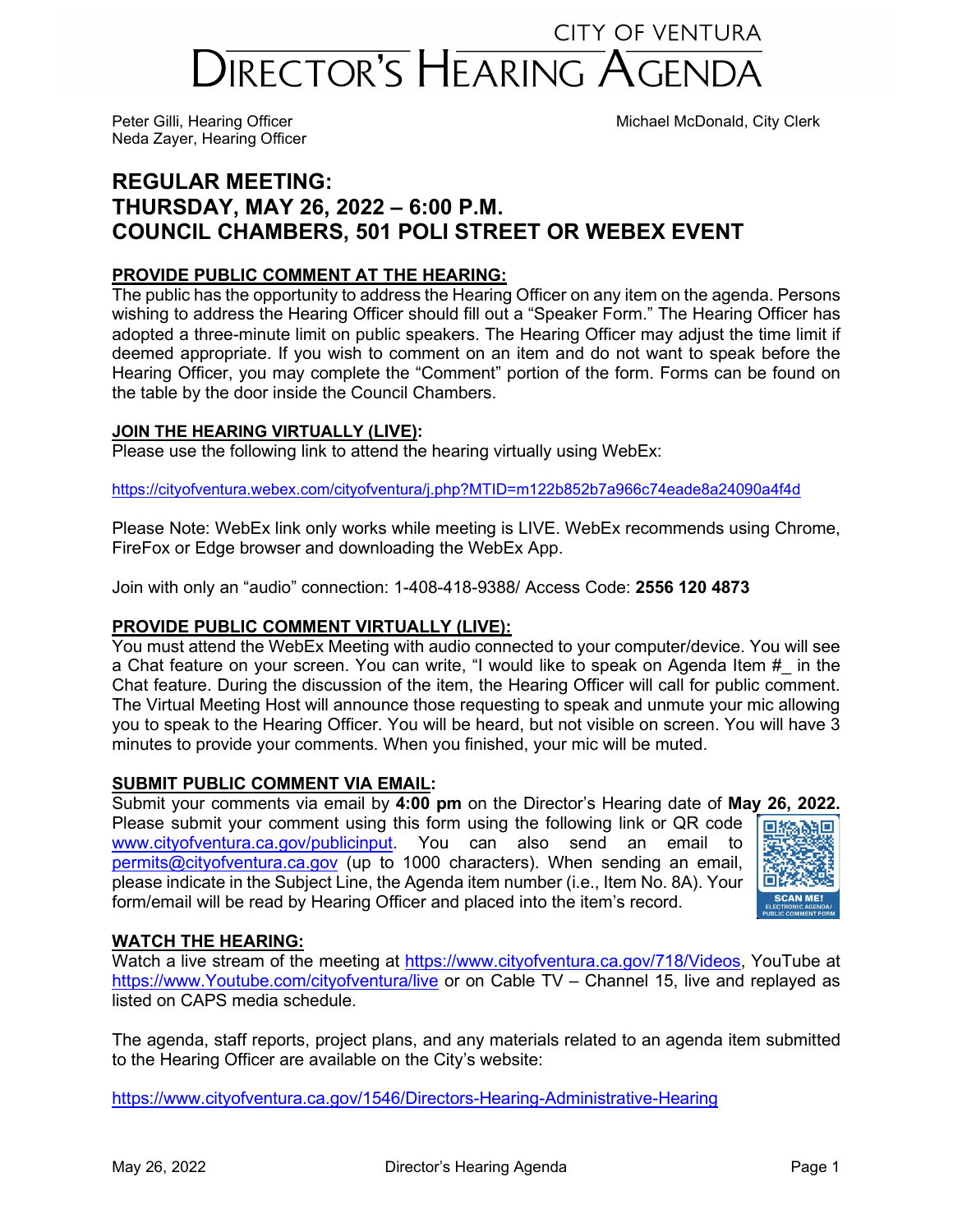# CITY OF VENTURA
# DIRECTOR'S HEARING AGENDA

Peter Gilli, Hearing Officer
Neda Zayer, Hearing Officer

Michael McDonald, City Clerk

## REGULAR MEETING:
## THURSDAY, MAY 26, 2022 – 6:00 P.M.
## COUNCIL CHAMBERS, 501 POLI STREET OR WEBEX EVENT

**PROVIDE PUBLIC COMMENT AT THE HEARING:**

The public has the opportunity to address the Hearing Officer on any item on the agenda. Persons wishing to address the Hearing Officer should fill out a "Speaker Form." The Hearing Officer has adopted a three-minute limit on public speakers. The Hearing Officer may adjust the time limit if deemed appropriate. If you wish to comment on an item and do not want to speak before the Hearing Officer, you may complete the "Comment" portion of the form. Forms can be found on the table by the door inside the Council Chambers.

**JOIN THE HEARING VIRTUALLY (LIVE):**

Please use the following link to attend the hearing virtually using WebEx:

https://cityofventura.webex.com/cityofventura/j.php?MTID=m122b852b7a966c74eade8a24090a4f4d

Please Note: WebEx link only works while meeting is LIVE. WebEx recommends using Chrome, FireFox or Edge browser and downloading the WebEx App.

Join with only an "audio" connection: 1-408-418-9388/ Access Code: **2556 120 4873**

**PROVIDE PUBLIC COMMENT VIRTUALLY (LIVE):**

You must attend the WebEx Meeting with audio connected to your computer/device. You will see a Chat feature on your screen. You can write, "I would like to speak on Agenda Item #_ in the Chat feature. During the discussion of the item, the Hearing Officer will call for public comment. The Virtual Meeting Host will announce those requesting to speak and unmute your mic allowing you to speak to the Hearing Officer. You will be heard, but not visible on screen. You will have 3 minutes to provide your comments. When you finished, your mic will be muted.

**SUBMIT PUBLIC COMMENT VIA EMAIL:**

Submit your comments via email by **4:00 pm** on the Director's Hearing date of **May 26, 2022.** Please submit your comment using this form using the following link or QR code www.cityofventura.ca.gov/publicinput. You can also send an email to permits@cityofventura.ca.gov (up to 1000 characters). When sending an email, please indicate in the Subject Line, the Agenda item number (i.e., Item No. 8A). Your form/email will be read by Hearing Officer and placed into the item's record.

SCAN ME! ELECTRONIC AGENDA/ PUBLIC COMMENT FORM

**WATCH THE HEARING:**

Watch a live stream of the meeting at https://www.cityofventura.ca.gov/718/Videos, YouTube at https://www.Youtube.com/cityofventura/live or on Cable TV – Channel 15, live and replayed as listed on CAPS media schedule.

The agenda, staff reports, project plans, and any materials related to an agenda item submitted to the Hearing Officer are available on the City's website:

https://www.cityofventura.ca.gov/1546/Directors-Hearing-Administrative-Hearing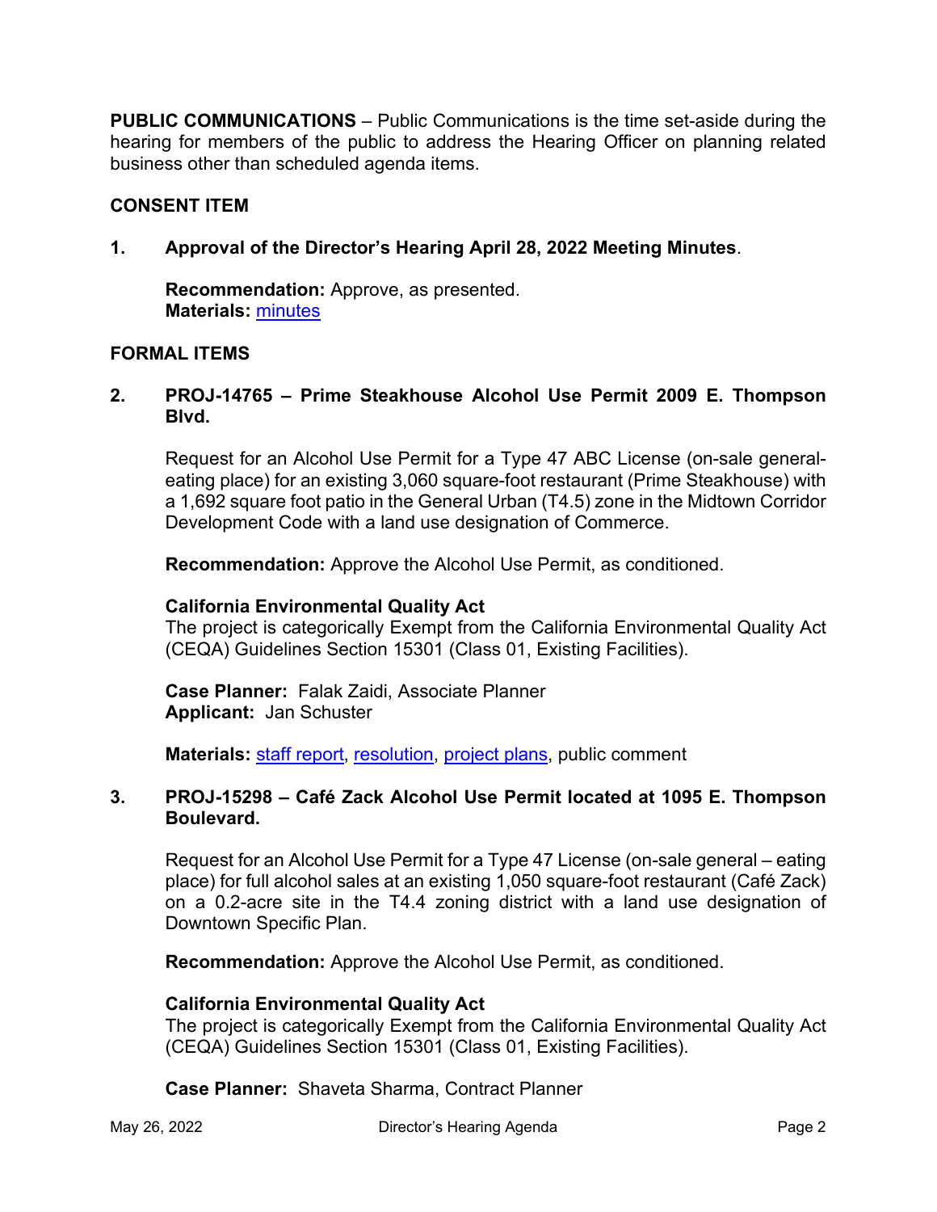**PUBLIC COMMUNICATIONS** – Public Communications is the time set-aside during the hearing for members of the public to address the Hearing Officer on planning related business other than scheduled agenda items.

**CONSENT ITEM**

**1. Approval of the Director's Hearing April 28, 2022 Meeting Minutes**.

**Recommendation:** Approve, as presented.
**Materials:** minutes

**FORMAL ITEMS**

**2. PROJ-14765 – Prime Steakhouse Alcohol Use Permit 2009 E. Thompson Blvd.**

Request for an Alcohol Use Permit for a Type 47 ABC License (on-sale general-eating place) for an existing 3,060 square-foot restaurant (Prime Steakhouse) with a 1,692 square foot patio in the General Urban (T4.5) zone in the Midtown Corridor Development Code with a land use designation of Commerce.

**Recommendation:** Approve the Alcohol Use Permit, as conditioned.

**California Environmental Quality Act**
The project is categorically Exempt from the California Environmental Quality Act (CEQA) Guidelines Section 15301 (Class 01, Existing Facilities).

**Case Planner:** Falak Zaidi, Associate Planner
**Applicant:** Jan Schuster

**Materials:** staff report, resolution, project plans, public comment

**3. PROJ-15298 – Café Zack Alcohol Use Permit located at 1095 E. Thompson Boulevard.**

Request for an Alcohol Use Permit for a Type 47 License (on-sale general – eating place) for full alcohol sales at an existing 1,050 square-foot restaurant (Café Zack) on a 0.2-acre site in the T4.4 zoning district with a land use designation of Downtown Specific Plan.

**Recommendation:** Approve the Alcohol Use Permit, as conditioned.

**California Environmental Quality Act**
The project is categorically Exempt from the California Environmental Quality Act (CEQA) Guidelines Section 15301 (Class 01, Existing Facilities).

**Case Planner:** Shaveta Sharma, Contract Planner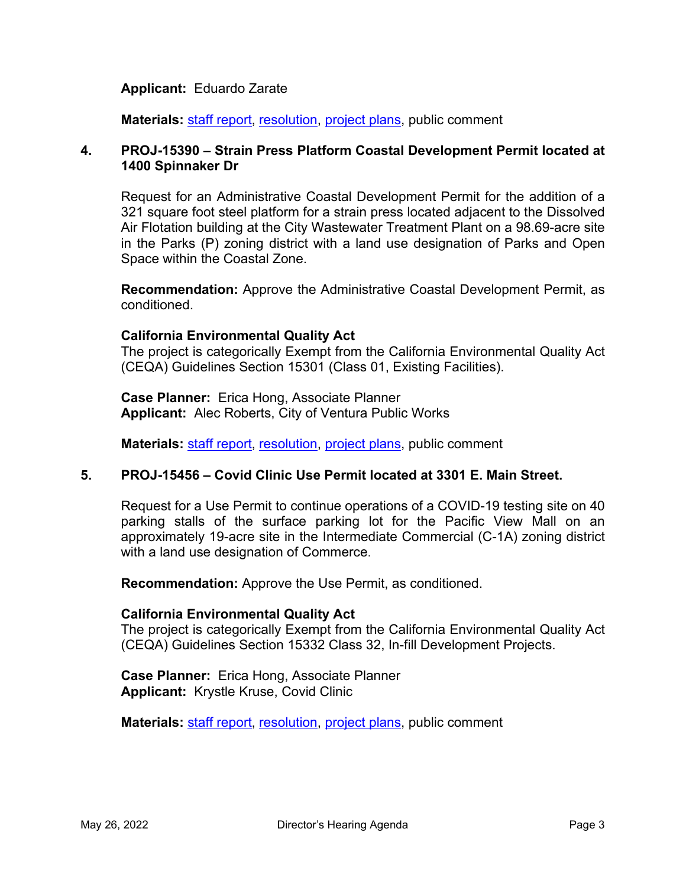**Applicant:** Eduardo Zarate

**Materials:** staff report, resolution, project plans, public comment

**4. PROJ-15390 – Strain Press Platform Coastal Development Permit located at 1400 Spinnaker Dr**

Request for an Administrative Coastal Development Permit for the addition of a 321 square foot steel platform for a strain press located adjacent to the Dissolved Air Flotation building at the City Wastewater Treatment Plant on a 98.69-acre site in the Parks (P) zoning district with a land use designation of Parks and Open Space within the Coastal Zone.

**Recommendation:** Approve the Administrative Coastal Development Permit, as conditioned.

**California Environmental Quality Act**
The project is categorically Exempt from the California Environmental Quality Act (CEQA) Guidelines Section 15301 (Class 01, Existing Facilities).

**Case Planner:** Erica Hong, Associate Planner
**Applicant:** Alec Roberts, City of Ventura Public Works

**Materials:** staff report, resolution, project plans, public comment

**5. PROJ-15456 – Covid Clinic Use Permit located at 3301 E. Main Street.**

Request for a Use Permit to continue operations of a COVID-19 testing site on 40 parking stalls of the surface parking lot for the Pacific View Mall on an approximately 19-acre site in the Intermediate Commercial (C-1A) zoning district with a land use designation of Commerce.

**Recommendation:** Approve the Use Permit, as conditioned.

**California Environmental Quality Act**
The project is categorically Exempt from the California Environmental Quality Act (CEQA) Guidelines Section 15332 Class 32, In-fill Development Projects.

**Case Planner:** Erica Hong, Associate Planner
**Applicant:** Krystle Kruse, Covid Clinic

**Materials:** staff report, resolution, project plans, public comment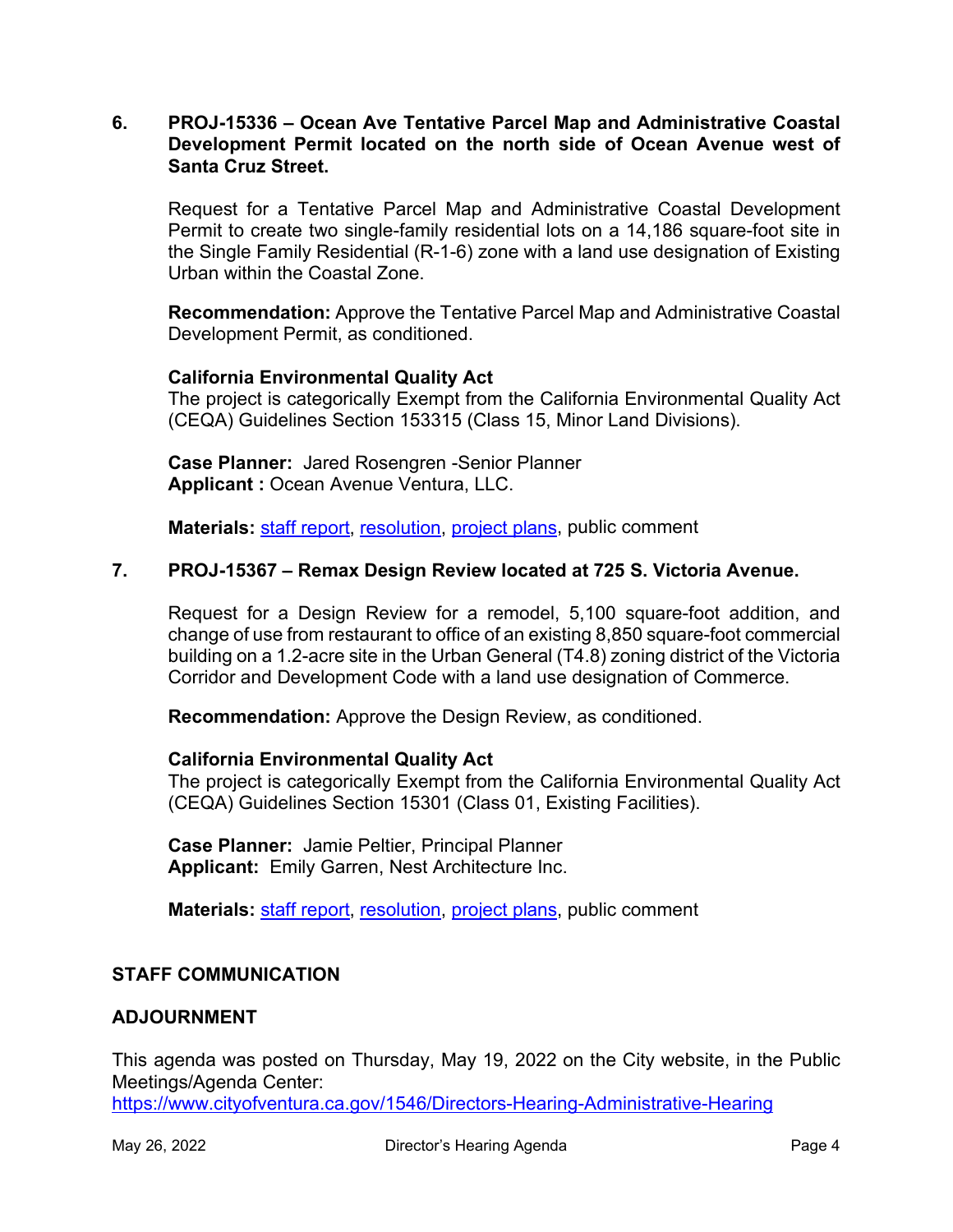**6. PROJ-15336 – Ocean Ave Tentative Parcel Map and Administrative Coastal Development Permit located on the north side of Ocean Avenue west of Santa Cruz Street.**

Request for a Tentative Parcel Map and Administrative Coastal Development Permit to create two single-family residential lots on a 14,186 square-foot site in the Single Family Residential (R-1-6) zone with a land use designation of Existing Urban within the Coastal Zone.

**Recommendation:** Approve the Tentative Parcel Map and Administrative Coastal Development Permit, as conditioned.

**California Environmental Quality Act**
The project is categorically Exempt from the California Environmental Quality Act (CEQA) Guidelines Section 153315 (Class 15, Minor Land Divisions).

**Case Planner:** Jared Rosengren -Senior Planner
**Applicant :** Ocean Avenue Ventura, LLC.

**Materials:** staff report, resolution, project plans, public comment

**7. PROJ-15367 – Remax Design Review located at 725 S. Victoria Avenue.**

Request for a Design Review for a remodel, 5,100 square-foot addition, and change of use from restaurant to office of an existing 8,850 square-foot commercial building on a 1.2-acre site in the Urban General (T4.8) zoning district of the Victoria Corridor and Development Code with a land use designation of Commerce.

**Recommendation:** Approve the Design Review, as conditioned.

**California Environmental Quality Act**
The project is categorically Exempt from the California Environmental Quality Act (CEQA) Guidelines Section 15301 (Class 01, Existing Facilities).

**Case Planner:** Jamie Peltier, Principal Planner
**Applicant:** Emily Garren, Nest Architecture Inc.

**Materials:** staff report, resolution, project plans, public comment

**STAFF COMMUNICATION**

**ADJOURNMENT**

This agenda was posted on Thursday, May 19, 2022 on the City website, in the Public Meetings/Agenda Center:
https://www.cityofventura.ca.gov/1546/Directors-Hearing-Administrative-Hearing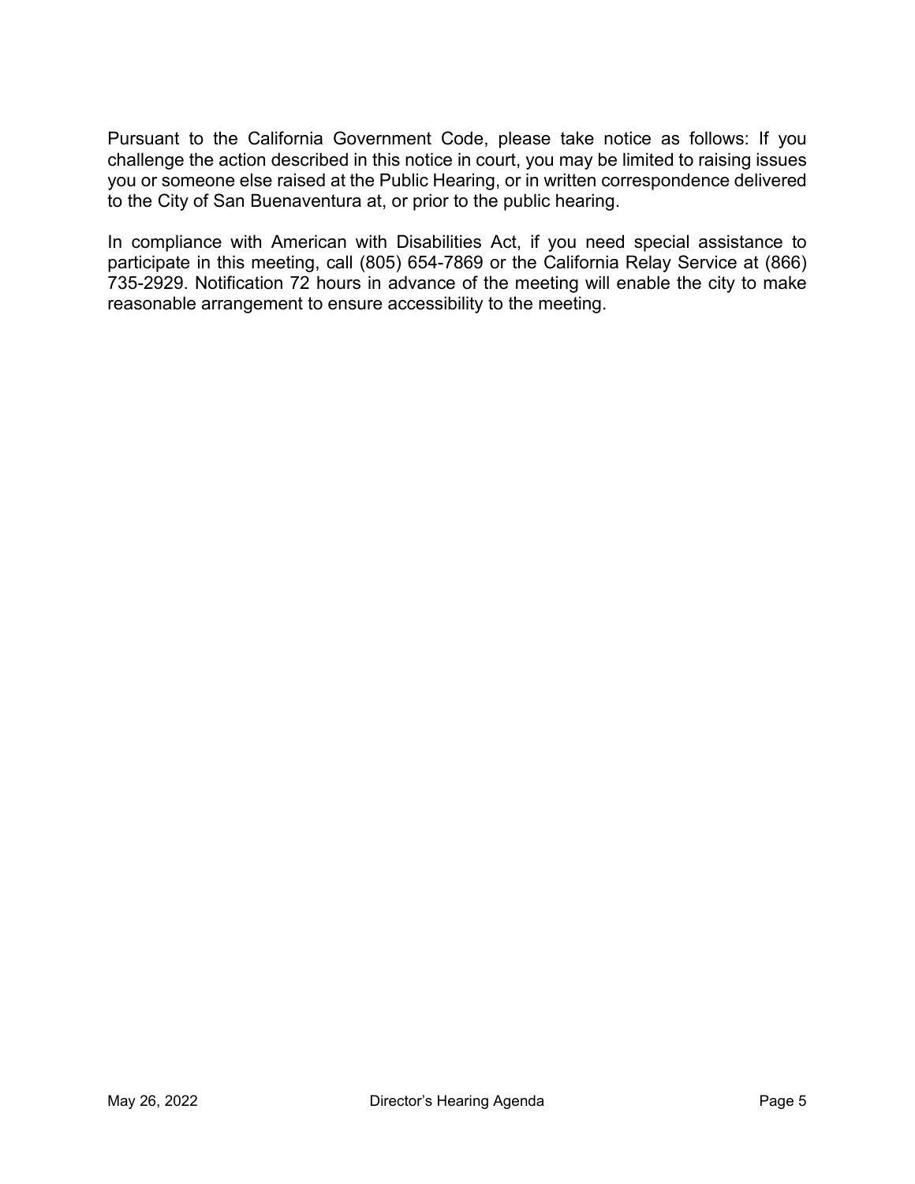Pursuant to the California Government Code, please take notice as follows: If you challenge the action described in this notice in court, you may be limited to raising issues you or someone else raised at the Public Hearing, or in written correspondence delivered to the City of San Buenaventura at, or prior to the public hearing.

In compliance with American with Disabilities Act, if you need special assistance to participate in this meeting, call (805) 654-7869 or the California Relay Service at (866) 735-2929. Notification 72 hours in advance of the meeting will enable the city to make reasonable arrangement to ensure accessibility to the meeting.